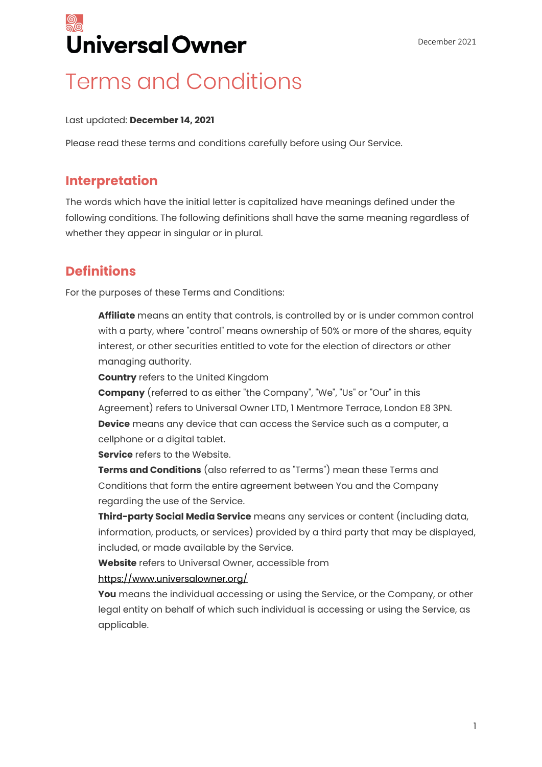Universal Owner

December 2021

# Terms and Conditions

Last updated: **December 14, 2021**

Please read these terms and conditions carefully before using Our Service.

## Interpretation

The words which have the initial letter is capitalized have meanings defined under the following conditions. The following definitions shall have the same meaning regardless of whether they appear in singular or in plural.

## Definitions

For the purposes of these Terms and Conditions:

**Affiliate** means an entity that controls, is controlled by or is under common control with a party, where "control" means ownership of 50% or more of the shares, equity interest, or other securities entitled to vote for the election of directors or other managing authority.

**Country** refers to the United Kingdom

**Company** (referred to as either "the Company", "We", "Us" or "Our" in this Agreement) refers to Universal Owner LTD, 1 Mentmore Terrace, London E8 3PN.

**Device** means any device that can access the Service such as a computer, a cellphone or a digital tablet.

**Service** refers to the Website.

**Terms and Conditions** (also referred to as "Terms") mean these Terms and Conditions that form the entire agreement between You and the Company regarding the use of the Service.

**Third-party Social Media Service** means any services or content (including data, information, products, or services) provided by a third party that may be displayed, included, or made available by the Service.

**Website** refers to Universal Owner, accessible from https://www.universalowner.org/

**You** means the individual accessing or using the Service, or the Company, or other legal entity on behalf of which such individual is accessing or using the Service, as applicable.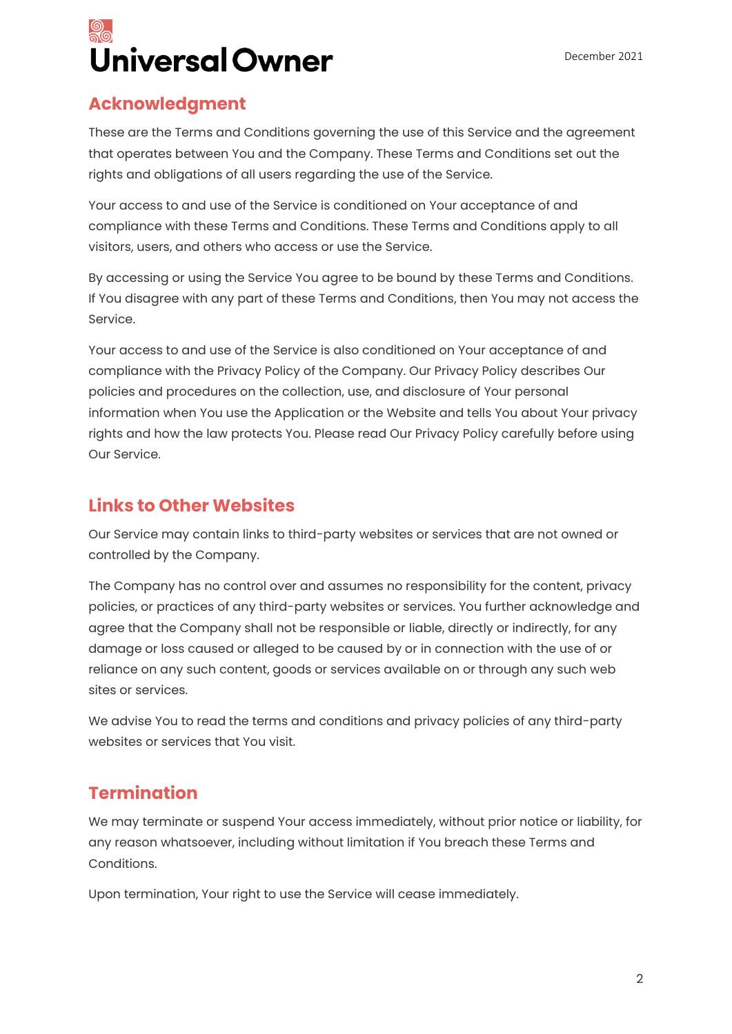## Acknowledgment

These are the Terms and Conditions governing the use of this Service and the agreement that operates between You and the Company. These Terms and Conditions set out the rights and obligations of all users regarding the use of the Service.

Your access to and use of the Service is conditioned on Your acceptance of and compliance with these Terms and Conditions. These Terms and Conditions apply to all visitors, users, and others who access or use the Service.

By accessing or using the Service You agree to be bound by these Terms and Conditions. If You disagree with any part of these Terms and Conditions, then You may not access the Service.

Your access to and use of the Service is also conditioned on Your acceptance of and compliance with the Privacy Policy of the Company. Our Privacy Policy describes Our policies and procedures on the collection, use, and disclosure of Your personal information when You use the Application or the Website and tells You about Your privacy rights and how the law protects You. Please read Our Privacy Policy carefully before using Our Service.

## Links to Other Websites

Our Service may contain links to third-party websites or services that are not owned or controlled by the Company.

The Company has no control over and assumes no responsibility for the content, privacy policies, or practices of any third-party websites or services. You further acknowledge and agree that the Company shall not be responsible or liable, directly or indirectly, for any damage or loss caused or alleged to be caused by or in connection with the use of or reliance on any such content, goods or services available on or through any such web sites or services.

We advise You to read the terms and conditions and privacy policies of any third-party websites or services that You visit.

## Termination

We may terminate or suspend Your access immediately, without prior notice or liability, for any reason whatsoever, including without limitation if You breach these Terms and Conditions.

Upon termination, Your right to use the Service will cease immediately.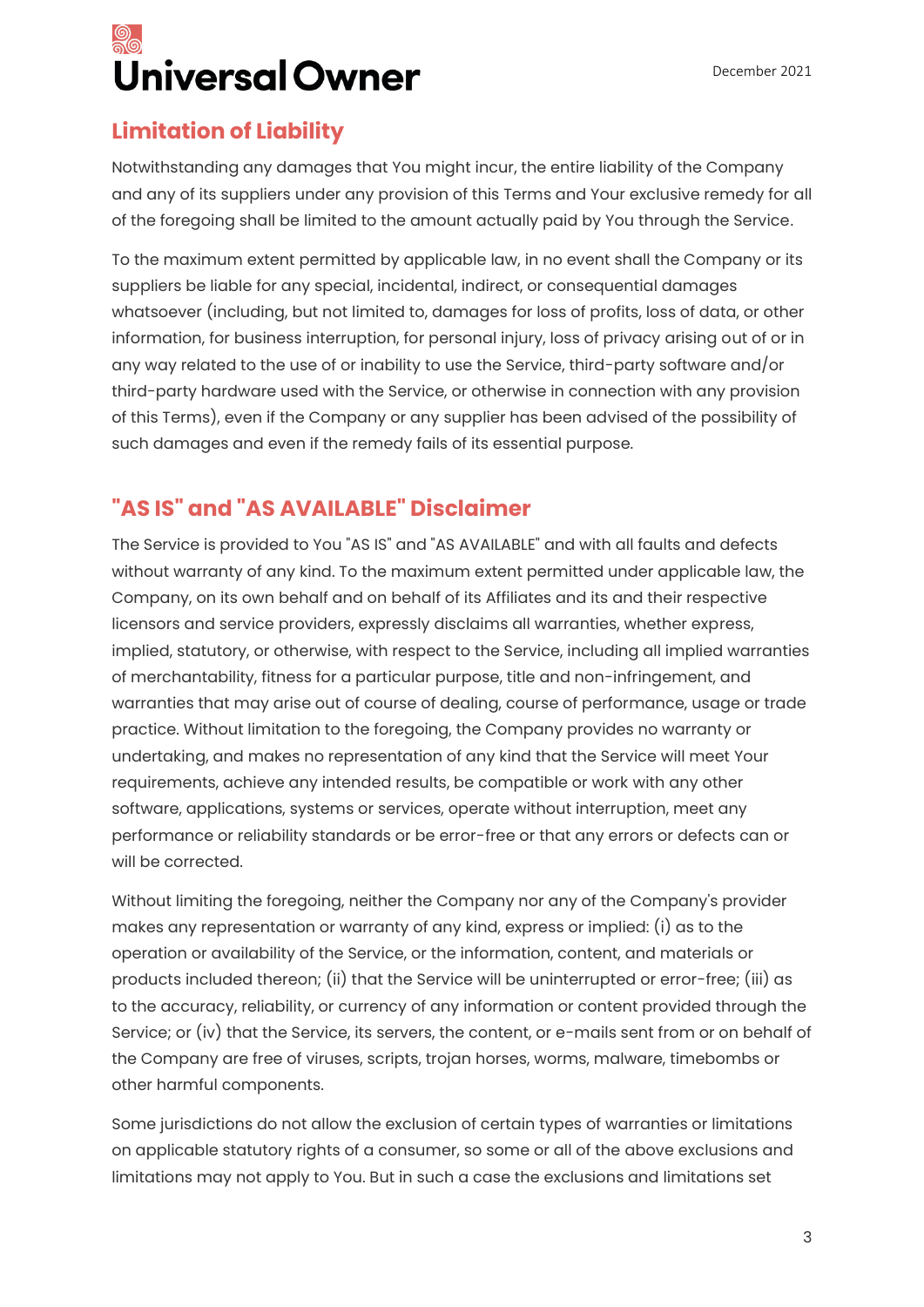## Limitation of Liability

Notwithstanding any damages that You might incur, the entire liability of the Company and any of its suppliers under any provision of this Terms and Your exclusive remedy for all of the foregoing shall be limited to the amount actually paid by You through the Service.

To the maximum extent permitted by applicable law, in no event shall the Company or its suppliers be liable for any special, incidental, indirect, or consequential damages whatsoever (including, but not limited to, damages for loss of profits, loss of data, or other information, for business interruption, for personal injury, loss of privacy arising out of or in any way related to the use of or inability to use the Service, third-party software and/or third-party hardware used with the Service, or otherwise in connection with any provision of this Terms), even if the Company or any supplier has been advised of the possibility of such damages and even if the remedy fails of its essential purpose.

## "AS IS" and "AS AVAILABLE" Disclaimer

The Service is provided to You "AS IS" and "AS AVAILABLE" and with all faults and defects without warranty of any kind. To the maximum extent permitted under applicable law, the Company, on its own behalf and on behalf of its Affiliates and its and their respective licensors and service providers, expressly disclaims all warranties, whether express, implied, statutory, or otherwise, with respect to the Service, including all implied warranties of merchantability, fitness for a particular purpose, title and non-infringement, and warranties that may arise out of course of dealing, course of performance, usage or trade practice. Without limitation to the foregoing, the Company provides no warranty or undertaking, and makes no representation of any kind that the Service will meet Your requirements, achieve any intended results, be compatible or work with any other software, applications, systems or services, operate without interruption, meet any performance or reliability standards or be error-free or that any errors or defects can or will be corrected.

Without limiting the foregoing, neither the Company nor any of the Company's provider makes any representation or warranty of any kind, express or implied: (i) as to the operation or availability of the Service, or the information, content, and materials or products included thereon; (ii) that the Service will be uninterrupted or error-free; (iii) as to the accuracy, reliability, or currency of any information or content provided through the Service; or (iv) that the Service, its servers, the content, or e-mails sent from or on behalf of the Company are free of viruses, scripts, trojan horses, worms, malware, timebombs or other harmful components.

Some jurisdictions do not allow the exclusion of certain types of warranties or limitations on applicable statutory rights of a consumer, so some or all of the above exclusions and limitations may not apply to You. But in such a case the exclusions and limitations set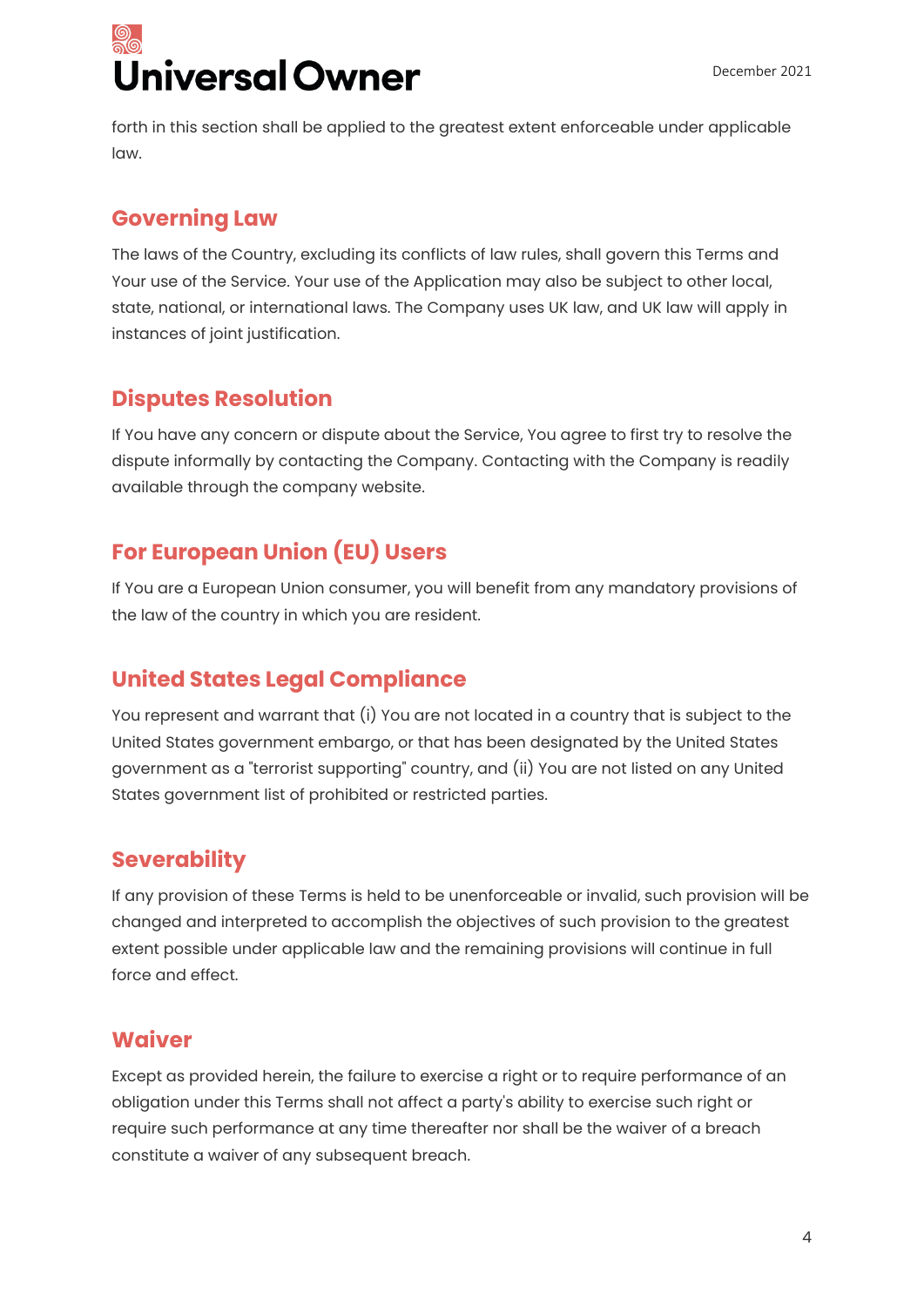forth in this section shall be applied to the greatest extent enforceable under applicable law.

## Governing Law

The laws of the Country, excluding its conflicts of law rules, shall govern this Terms and Your use of the Service. Your use of the Application may also be subject to other local, state, national, or international laws. The Company uses UK law, and UK law will apply in instances of joint justification.

## Disputes Resolution

If You have any concern or dispute about the Service, You agree to first try to resolve the dispute informally by contacting the Company. Contacting with the Company is readily available through the company website.

## For European Union (EU) Users

If You are a European Union consumer, you will benefit from any mandatory provisions of the law of the country in which you are resident.

## United States Legal Compliance

You represent and warrant that (i) You are not located in a country that is subject to the United States government embargo, or that has been designated by the United States government as a "terrorist supporting" country, and (ii) You are not listed on any United States government list of prohibited or restricted parties.

## Severability

If any provision of these Terms is held to be unenforceable or invalid, such provision will be changed and interpreted to accomplish the objectives of such provision to the greatest extent possible under applicable law and the remaining provisions will continue in full force and effect.

## Waiver

Except as provided herein, the failure to exercise a right or to require performance of an obligation under this Terms shall not affect a party's ability to exercise such right or require such performance at any time thereafter nor shall be the waiver of a breach constitute a waiver of any subsequent breach.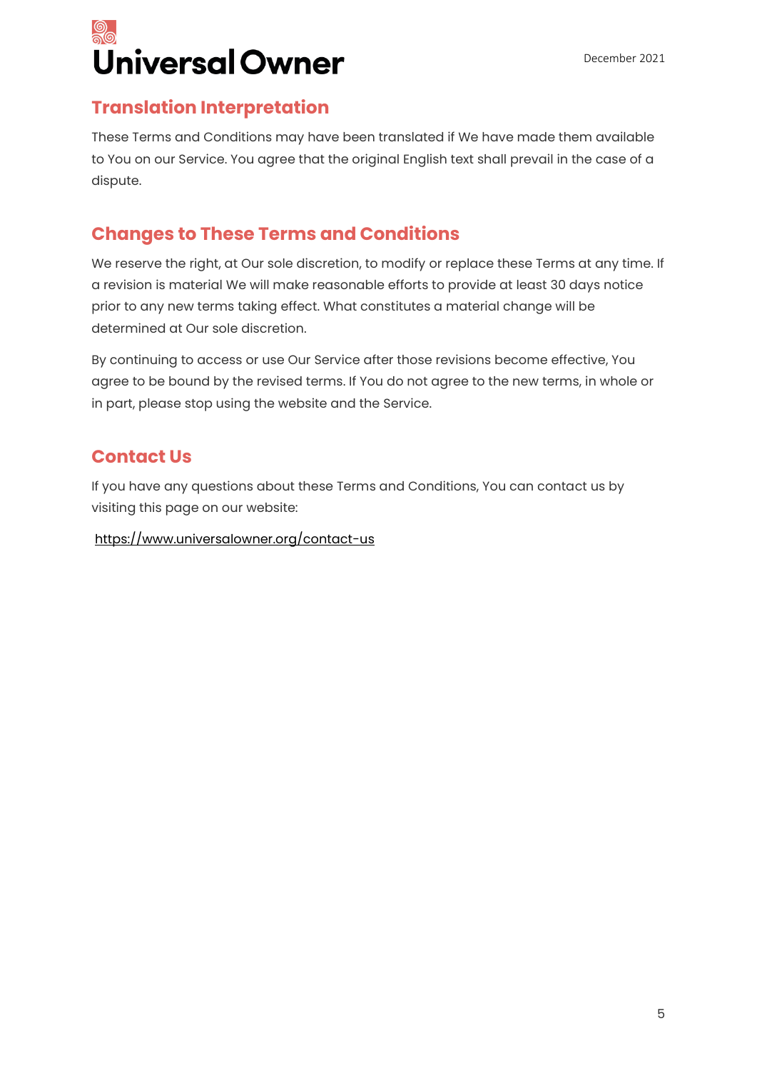## Translation Interpretation

These Terms and Conditions may have been translated if We have made them available to You on our Service. You agree that the original English text shall prevail in the case of a dispute.

## Changes to These Terms and Conditions

We reserve the right, at Our sole discretion, to modify or replace these Terms at any time. If a revision is material We will make reasonable efforts to provide at least 30 days notice prior to any new terms taking effect. What constitutes a material change will be determined at Our sole discretion.

By continuing to access or use Our Service after those revisions become effective, You agree to be bound by the revised terms. If You do not agree to the new terms, in whole or in part, please stop using the website and the Service.

## Contact Us

If you have any questions about these Terms and Conditions, You can contact us by visiting this page on our website:

https://www.universalowner.org/contact-us